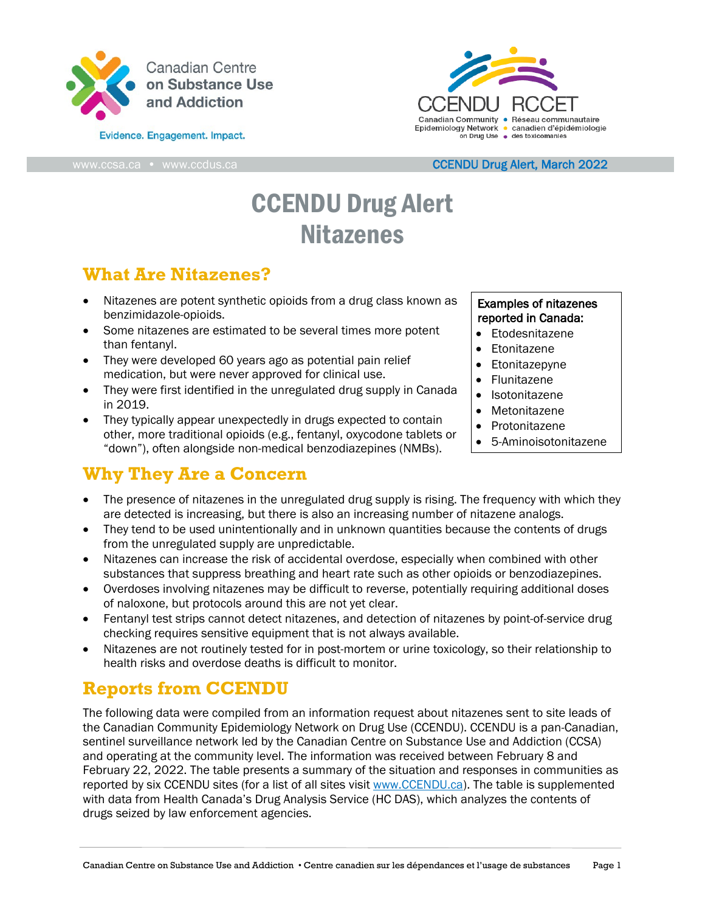Canadian Centre on Substance Use and Addiction

Evidence. Engagement. Impact.

CCENDU RCCET
Canadian Community Epidemiology Network on Drug Use • Réseau communautaire canadien d'épidémiologie des toxicomanies

www.ccsa.ca • www.ccdus.ca

CCENDU Drug Alert, March 2022

# CCENDU Drug Alert
# Nitazenes

## What Are Nitazenes?

- Nitazenes are potent synthetic opioids from a drug class known as benzimidazole-opioids.
- Some nitazenes are estimated to be several times more potent than fentanyl.
- They were developed 60 years ago as potential pain relief medication, but were never approved for clinical use.
- They were first identified in the unregulated drug supply in Canada in 2019.
- They typically appear unexpectedly in drugs expected to contain other, more traditional opioids (e.g., fentanyl, oxycodone tablets or "down"), often alongside non-medical benzodiazepines (NMBs).

**Examples of nitazenes reported in Canada:**

- Etodesnitazene
- Etonitazene
- Etonitazepyne
- Flunitazene
- Isotonitazene
- Metonitazene
- Protonitazene
- 5-Aminoisotonitazene

## Why They Are a Concern

- The presence of nitazenes in the unregulated drug supply is rising. The frequency with which they are detected is increasing, but there is also an increasing number of nitazene analogs.
- They tend to be used unintentionally and in unknown quantities because the contents of drugs from the unregulated supply are unpredictable.
- Nitazenes can increase the risk of accidental overdose, especially when combined with other substances that suppress breathing and heart rate such as other opioids or benzodiazepines.
- Overdoses involving nitazenes may be difficult to reverse, potentially requiring additional doses of naloxone, but protocols around this are not yet clear.
- Fentanyl test strips cannot detect nitazenes, and detection of nitazenes by point-of-service drug checking requires sensitive equipment that is not always available.
- Nitazenes are not routinely tested for in post-mortem or urine toxicology, so their relationship to health risks and overdose deaths is difficult to monitor.

## Reports from CCENDU

The following data were compiled from an information request about nitazenes sent to site leads of the Canadian Community Epidemiology Network on Drug Use (CCENDU). CCENDU is a pan-Canadian, sentinel surveillance network led by the Canadian Centre on Substance Use and Addiction (CCSA) and operating at the community level. The information was received between February 8 and February 22, 2022. The table presents a summary of the situation and responses in communities as reported by six CCENDU sites (for a list of all sites visit [www.CCENDU.ca](http://www.CCENDU.ca)). The table is supplemented with data from Health Canada's Drug Analysis Service (HC DAS), which analyzes the contents of drugs seized by law enforcement agencies.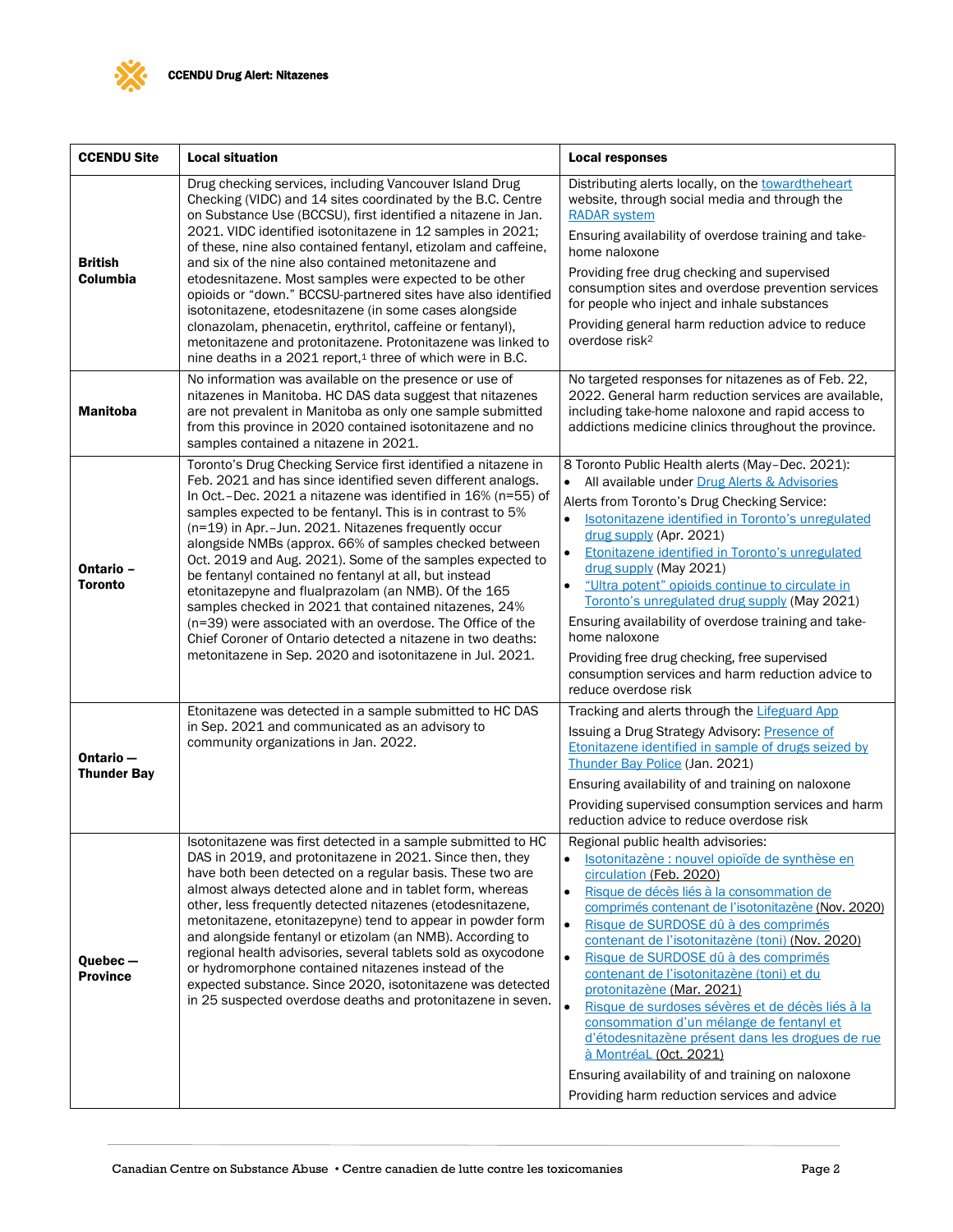| CCENDU Site | Local situation | Local responses |
|---|---|---|
| **British Columbia** | Drug checking services, including Vancouver Island Drug Checking (VIDC) and 14 sites coordinated by the B.C. Centre on Substance Use (BCCSU), first identified a nitazene in Jan. 2021. VIDC identified isotonitazene in 12 samples in 2021; of these, nine also contained fentanyl, etizolam and caffeine, and six of the nine also contained metonitazene and etodesnitazene. Most samples were expected to be other opioids or "down." BCCSU-partnered sites have also identified isotonitazene, etodesnitazene (in some cases alongside clonazolam, phenacetin, erythritol, caffeine or fentanyl), metonitazene and protonitazene. Protonitazene was linked to nine deaths in a 2021 report,[1] three of which were in B.C. | Distributing alerts locally, on the towardtheheart website, through social media and through the RADAR system<br><br>Ensuring availability of overdose training and take-home naloxone<br><br>Providing free drug checking and supervised consumption sites and overdose prevention services for people who inject and inhale substances<br><br>Providing general harm reduction advice to reduce overdose risk[2] |
| **Manitoba** | No information was available on the presence or use of nitazenes in Manitoba. HC DAS data suggest that nitazenes are not prevalent in Manitoba as only one sample submitted from this province in 2020 contained isotonitazene and no samples contained a nitazene in 2021. | No targeted responses for nitazenes as of Feb. 22, 2022. General harm reduction services are available, including take-home naloxone and rapid access to addictions medicine clinics throughout the province. |
| **Ontario – Toronto** | Toronto's Drug Checking Service first identified a nitazene in Feb. 2021 and has since identified seven different analogs. In Oct.–Dec. 2021 a nitazene was identified in 16% (n=55) of samples expected to be fentanyl. This is in contrast to 5% (n=19) in Apr.–Jun. 2021. Nitazenes frequently occur alongside NMBs (approx. 66% of samples checked between Oct. 2019 and Aug. 2021). Some of the samples expected to be fentanyl contained no fentanyl at all, but instead etonitazepyne and flualprazolam (an NMB). Of the 165 samples checked in 2021 that contained nitazenes, 24% (n=39) were associated with an overdose. The Office of the Chief Coroner of Ontario detected a nitazene in two deaths: metonitazene in Sep. 2020 and isotonitazene in Jul. 2021. | 8 Toronto Public Health alerts (May–Dec. 2021):<br>• All available under Drug Alerts & Advisories<br><br>Alerts from Toronto's Drug Checking Service:<br>• Isotonitazene identified in Toronto's unregulated drug supply (Apr. 2021)<br>• Etonitazene identified in Toronto's unregulated drug supply (May 2021)<br>• "Ultra potent" opioids continue to circulate in Toronto's unregulated drug supply (May 2021)<br><br>Ensuring availability of overdose training and take-home naloxone<br><br>Providing free drug checking, free supervised consumption services and harm reduction advice to reduce overdose risk |
| **Ontario — Thunder Bay** | Etonitazene was detected in a sample submitted to HC DAS in Sep. 2021 and communicated as an advisory to community organizations in Jan. 2022. | Tracking and alerts through the Lifeguard App<br><br>Issuing a Drug Strategy Advisory: Presence of Etonitazene identified in sample of drugs seized by Thunder Bay Police (Jan. 2021)<br><br>Ensuring availability of and training on naloxone<br><br>Providing supervised consumption services and harm reduction advice to reduce overdose risk |
| **Quebec — Province** | Isotonitazene was first detected in a sample submitted to HC DAS in 2019, and protonitazene in 2021. Since then, they have both been detected on a regular basis. These two are almost always detected alone and in tablet form, whereas other, less frequently detected nitazenes (etodesnitazene, metonitazene, etonitazepyne) tend to appear in powder form and alongside fentanyl or etizolam (an NMB). According to regional health advisories, several tablets sold as oxycodone or hydromorphone contained nitazenes instead of the expected substance. Since 2020, isotonitazene was detected in 25 suspected overdose deaths and protonitazene in seven. | Regional public health advisories:<br>• Isotonitazène : nouvel opioïde de synthèse en circulation (Feb. 2020)<br>• Risque de décès liés à la consommation de comprimés contenant de l'isotonitazène (Nov. 2020)<br>• Risque de SURDOSE dû à des comprimés contenant de l'isotonitazène (toni) (Nov. 2020)<br>• Risque de SURDOSE dû à des comprimés contenant de l'isotonitazène (toni) et du protonitazène (Mar. 2021)<br>• Risque de surdoses sévères et de décès liés à la consommation d'un mélange de fentanyl et d'étodesnitazène présent dans les drogues de rue à MontréaL (Oct. 2021)<br><br>Ensuring availability of and training on naloxone<br><br>Providing harm reduction services and advice |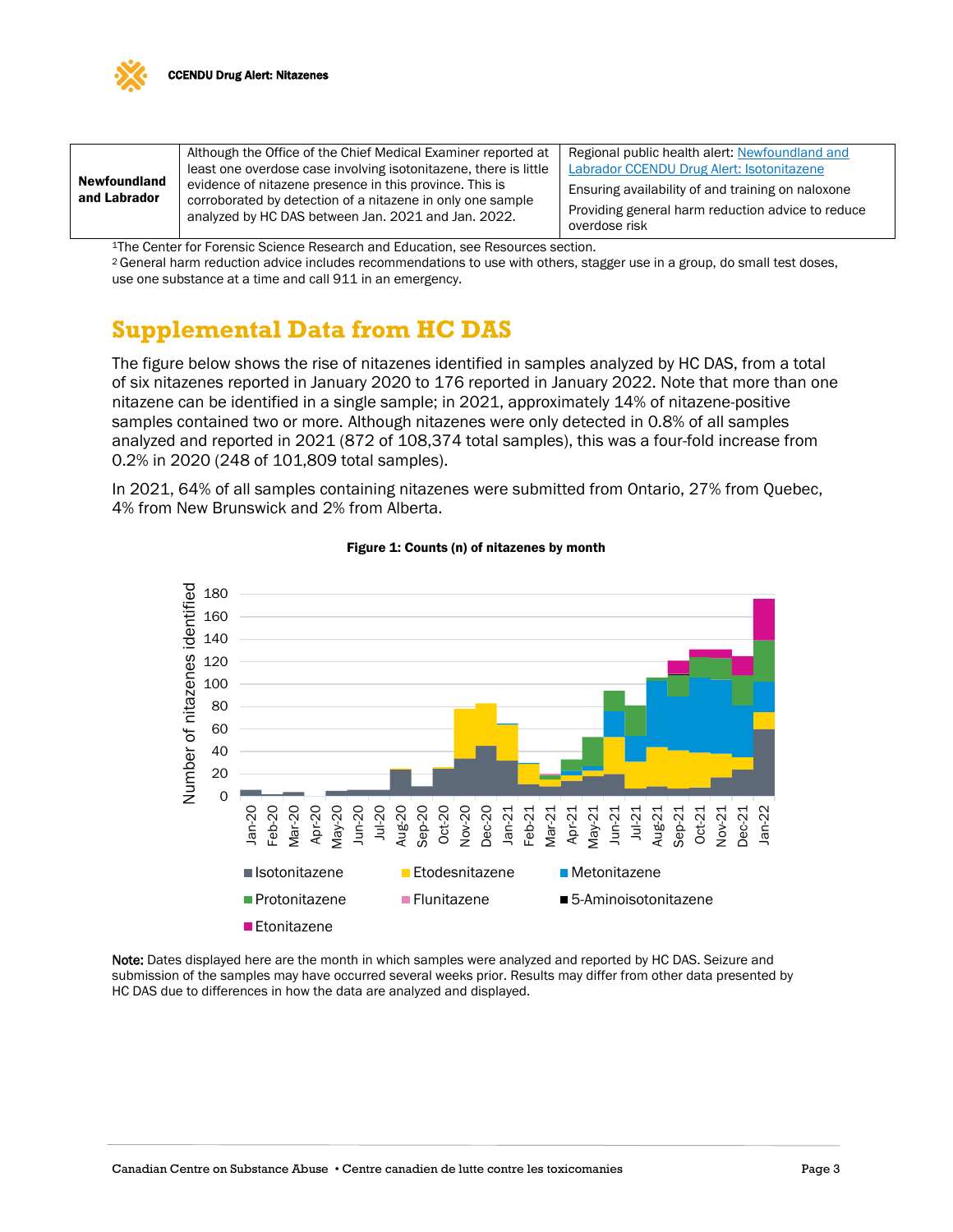| Newfoundland and Labrador | Although the Office of the Chief Medical Examiner reported at least one overdose case involving isotonitazene, there is little evidence of nitazene presence in this province. This is corroborated by detection of a nitazene in only one sample analyzed by HC DAS between Jan. 2021 and Jan. 2022. | Regional public health alert: Newfoundland and Labrador CCENDU Drug Alert: Isotonitazene<br>Ensuring availability of and training on naloxone<br>Providing general harm reduction advice to reduce overdose risk |
|---|---|---|

[1] The Center for Forensic Science Research and Education, see Resources section.
[2] General harm reduction advice includes recommendations to use with others, stagger use in a group, do small test doses, use one substance at a time and call 911 in an emergency.

## Supplemental Data from HC DAS

The figure below shows the rise of nitazenes identified in samples analyzed by HC DAS, from a total of six nitazenes reported in January 2020 to 176 reported in January 2022. Note that more than one nitazene can be identified in a single sample; in 2021, approximately 14% of nitazene-positive samples contained two or more. Although nitazenes were only detected in 0.8% of all samples analyzed and reported in 2021 (872 of 108,374 total samples), this was a four-fold increase from 0.2% in 2020 (248 of 101,809 total samples).

In 2021, 64% of all samples containing nitazenes were submitted from Ontario, 27% from Quebec, 4% from New Brunswick and 2% from Alberta.

**Figure 1: Counts (n) of nitazenes by month**

**Note:** Dates displayed here are the month in which samples were analyzed and reported by HC DAS. Seizure and submission of the samples may have occurred several weeks prior. Results may differ from other data presented by HC DAS due to differences in how the data are analyzed and displayed.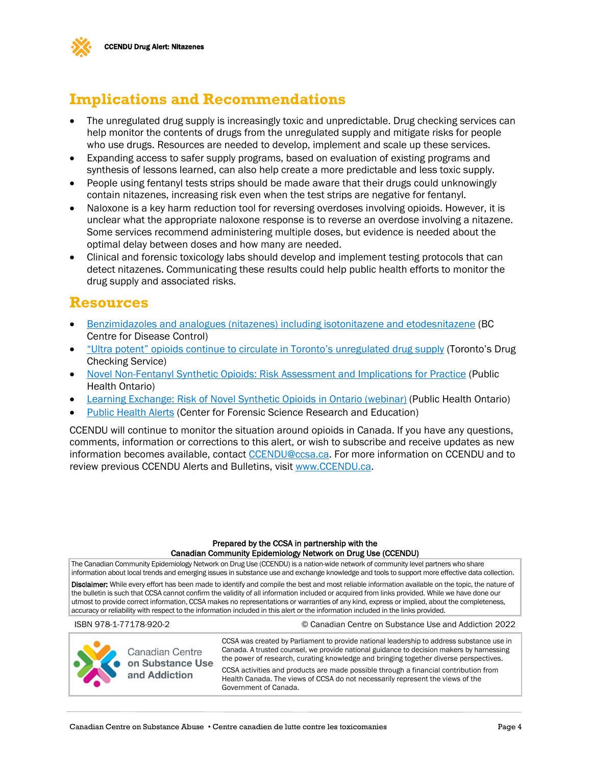## Implications and Recommendations

- The unregulated drug supply is increasingly toxic and unpredictable. Drug checking services can help monitor the contents of drugs from the unregulated supply and mitigate risks for people who use drugs. Resources are needed to develop, implement and scale up these services.
- Expanding access to safer supply programs, based on evaluation of existing programs and synthesis of lessons learned, can also help create a more predictable and less toxic supply.
- People using fentanyl tests strips should be made aware that their drugs could unknowingly contain nitazenes, increasing risk even when the test strips are negative for fentanyl.
- Naloxone is a key harm reduction tool for reversing overdoses involving opioids. However, it is unclear what the appropriate naloxone response is to reverse an overdose involving a nitazene. Some services recommend administering multiple doses, but evidence is needed about the optimal delay between doses and how many are needed.
- Clinical and forensic toxicology labs should develop and implement testing protocols that can detect nitazenes. Communicating these results could help public health efforts to monitor the drug supply and associated risks.

## Resources

- Benzimidazoles and analogues (nitazenes) including isotonitazene and etodesnitazene (BC Centre for Disease Control)
- "Ultra potent" opioids continue to circulate in Toronto's unregulated drug supply (Toronto's Drug Checking Service)
- Novel Non-Fentanyl Synthetic Opioids: Risk Assessment and Implications for Practice (Public Health Ontario)
- Learning Exchange: Risk of Novel Synthetic Opioids in Ontario (webinar) (Public Health Ontario)
- Public Health Alerts (Center for Forensic Science Research and Education)

CCENDU will continue to monitor the situation around opioids in Canada. If you have any questions, comments, information or corrections to this alert, or wish to subscribe and receive updates as new information becomes available, contact CCENDU@ccsa.ca. For more information on CCENDU and to review previous CCENDU Alerts and Bulletins, visit www.CCENDU.ca.

**Prepared by the CCSA in partnership with the Canadian Community Epidemiology Network on Drug Use (CCENDU)**

The Canadian Community Epidemiology Network on Drug Use (CCENDU) is a nation-wide network of community level partners who share information about local trends and emerging issues in substance use and exchange knowledge and tools to support more effective data collection.

**Disclaimer:** While every effort has been made to identify and compile the best and most reliable information available on the topic, the nature of the bulletin is such that CCSA cannot confirm the validity of all information included or acquired from links provided. While we have done our utmost to provide correct information, CCSA makes no representations or warranties of any kind, express or implied, about the completeness, accuracy or reliability with respect to the information included in this alert or the information included in the links provided.

ISBN 978-1-77178-920-2

© Canadian Centre on Substance Use and Addiction 2022

Canadian Centre on Substance Use and Addiction

CCSA was created by Parliament to provide national leadership to address substance use in Canada. A trusted counsel, we provide national guidance to decision makers by harnessing the power of research, curating knowledge and bringing together diverse perspectives.

CCSA activities and products are made possible through a financial contribution from Health Canada. The views of CCSA do not necessarily represent the views of the Government of Canada.